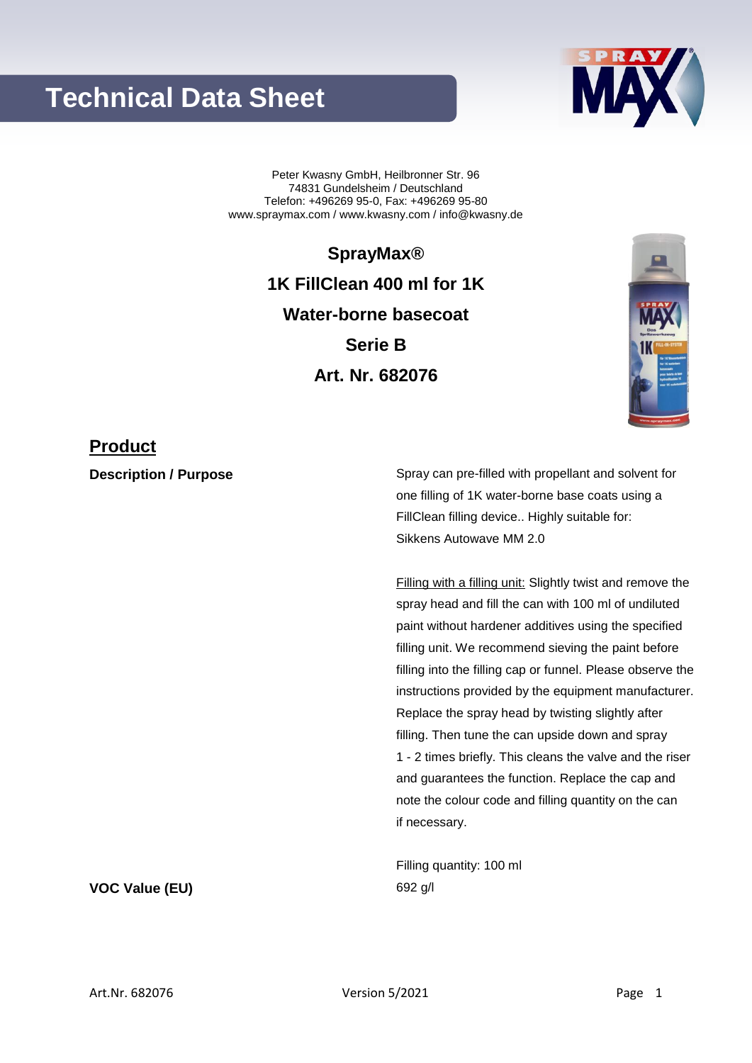# Technical Data Sheet

Peter Kwasny GmbH, Heilbronner Str. 96
74831 Gundelsheim / Deutschland
Telefon: +496269 95-0, Fax: +496269 95-80
www.spraymax.com / www.kwasny.com / info@kwasny.de

**SprayMax®**

**1K FillClean 400 ml for 1K**

**Water-borne basecoat**

**Serie B**

**Art. Nr. 682076**

## Product

**Description / Purpose**

Spray can pre-filled with propellant and solvent for one filling of 1K water-borne base coats using a FillClean filling device.. Highly suitable for: Sikkens Autowave MM 2.0

Filling with a filling unit: Slightly twist and remove the spray head and fill the can with 100 ml of undiluted paint without hardener additives using the specified filling unit. We recommend sieving the paint before filling into the filling cap or funnel. Please observe the instructions provided by the equipment manufacturer. Replace the spray head by twisting slightly after filling. Then tune the can upside down and spray 1 - 2 times briefly. This cleans the valve and the riser and guarantees the function. Replace the cap and note the colour code and filling quantity on the can if necessary.

Filling quantity: 100 ml

**VOC Value (EU)**

692 g/l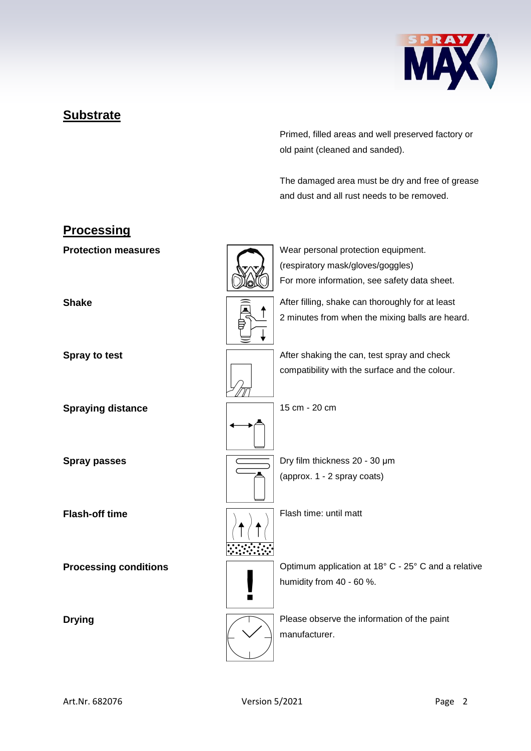## Substrate

Primed, filled areas and well preserved factory or old paint (cleaned and sanded).

The damaged area must be dry and free of grease and dust and all rust needs to be removed.

## Processing

**Protection measures**

Wear personal protection equipment. (respiratory mask/gloves/goggles) For more information, see safety data sheet.

**Shake**

After filling, shake can thoroughly for at least 2 minutes from when the mixing balls are heard.

**Spray to test**

After shaking the can, test spray and check compatibility with the surface and the colour.

**Spraying distance**

15 cm - 20 cm

**Spray passes**

Dry film thickness 20 - 30 µm (approx. 1 - 2 spray coats)

**Flash-off time**

Flash time: until matt

**Processing conditions**

Optimum application at 18° C - 25° C and a relative humidity from 40 - 60 %.

**Drying**

Please observe the information of the paint manufacturer.

Art.Nr. 682076 Version 5/2021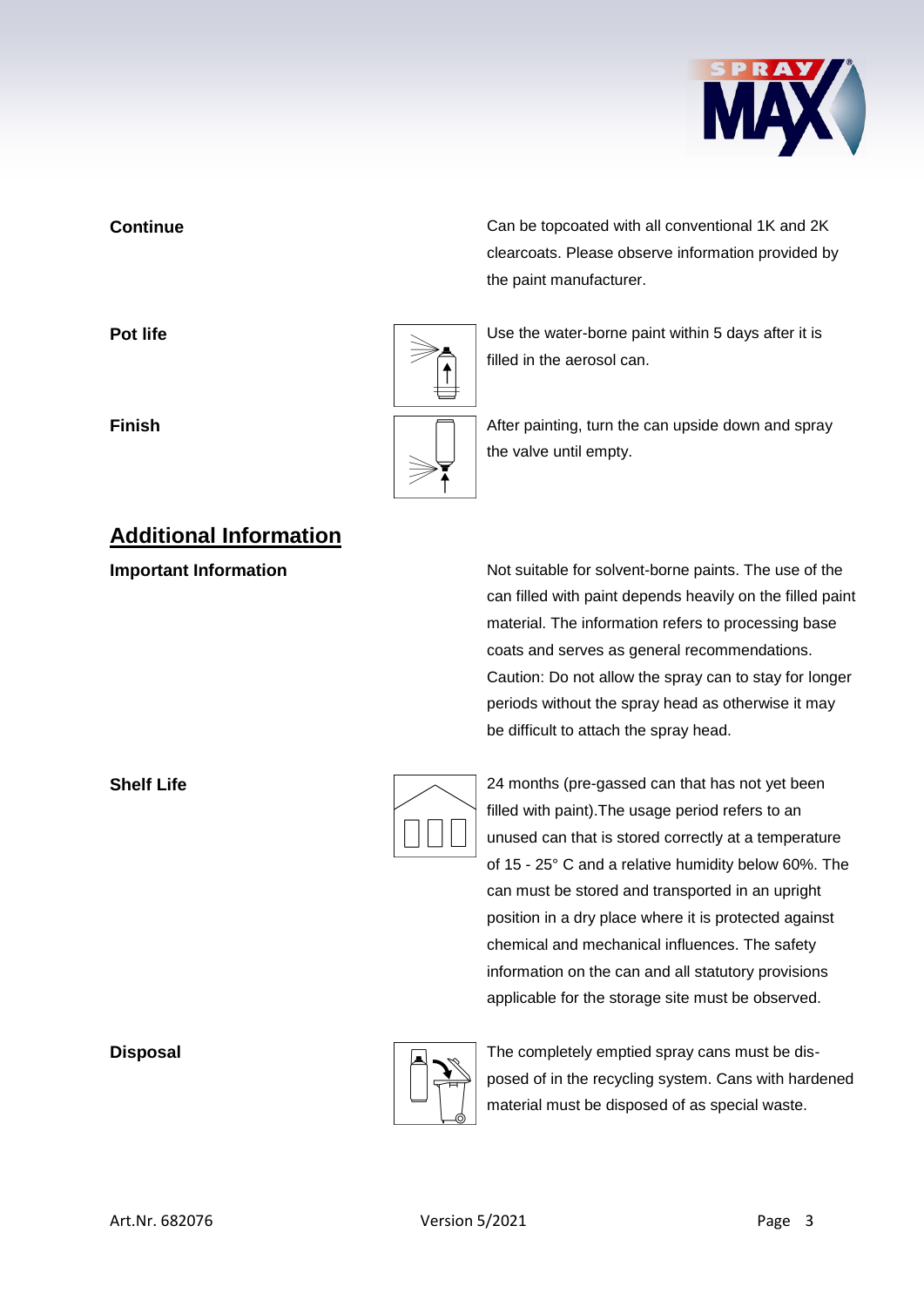**Continue**

Can be topcoated with all conventional 1K and 2K clearcoats. Please observe information provided by the paint manufacturer.

**Pot life**

Use the water-borne paint within 5 days after it is filled in the aerosol can.

**Finish**

After painting, turn the can upside down and spray the valve until empty.

## Additional Information

**Important Information**

Not suitable for solvent-borne paints. The use of the can filled with paint depends heavily on the filled paint material. The information refers to processing base coats and serves as general recommendations. Caution: Do not allow the spray can to stay for longer periods without the spray head as otherwise it may be difficult to attach the spray head.

**Shelf Life**

24 months (pre-gassed can that has not yet been filled with paint).The usage period refers to an unused can that is stored correctly at a temperature of 15 - 25° C and a relative humidity below 60%. The can must be stored and transported in an upright position in a dry place where it is protected against chemical and mechanical influences. The safety information on the can and all statutory provisions applicable for the storage site must be observed.

**Disposal**

The completely emptied spray cans must be dis-posed of in the recycling system. Cans with hardened material must be disposed of as special waste.

Art.Nr. 682076 Version 5/2021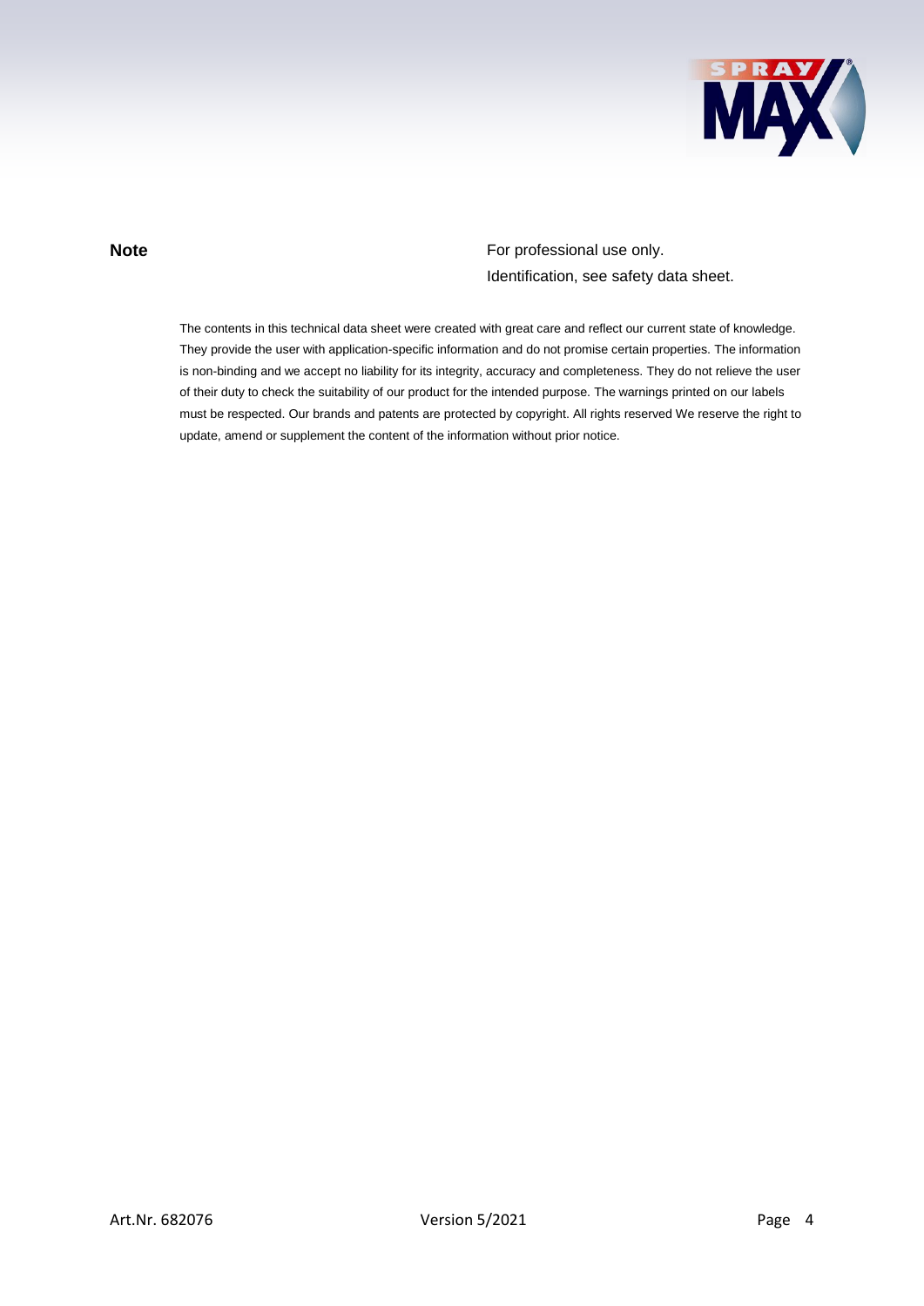| | |
|---|---|
| **Note** | For professional use only.<br>Identification, see safety data sheet. |

The contents in this technical data sheet were created with great care and reflect our current state of knowledge. They provide the user with application-specific information and do not promise certain properties. The information is non-binding and we accept no liability for its integrity, accuracy and completeness. They do not relieve the user of their duty to check the suitability of our product for the intended purpose. The warnings printed on our labels must be respected. Our brands and patents are protected by copyright. All rights reserved We reserve the right to update, amend or supplement the content of the information without prior notice.